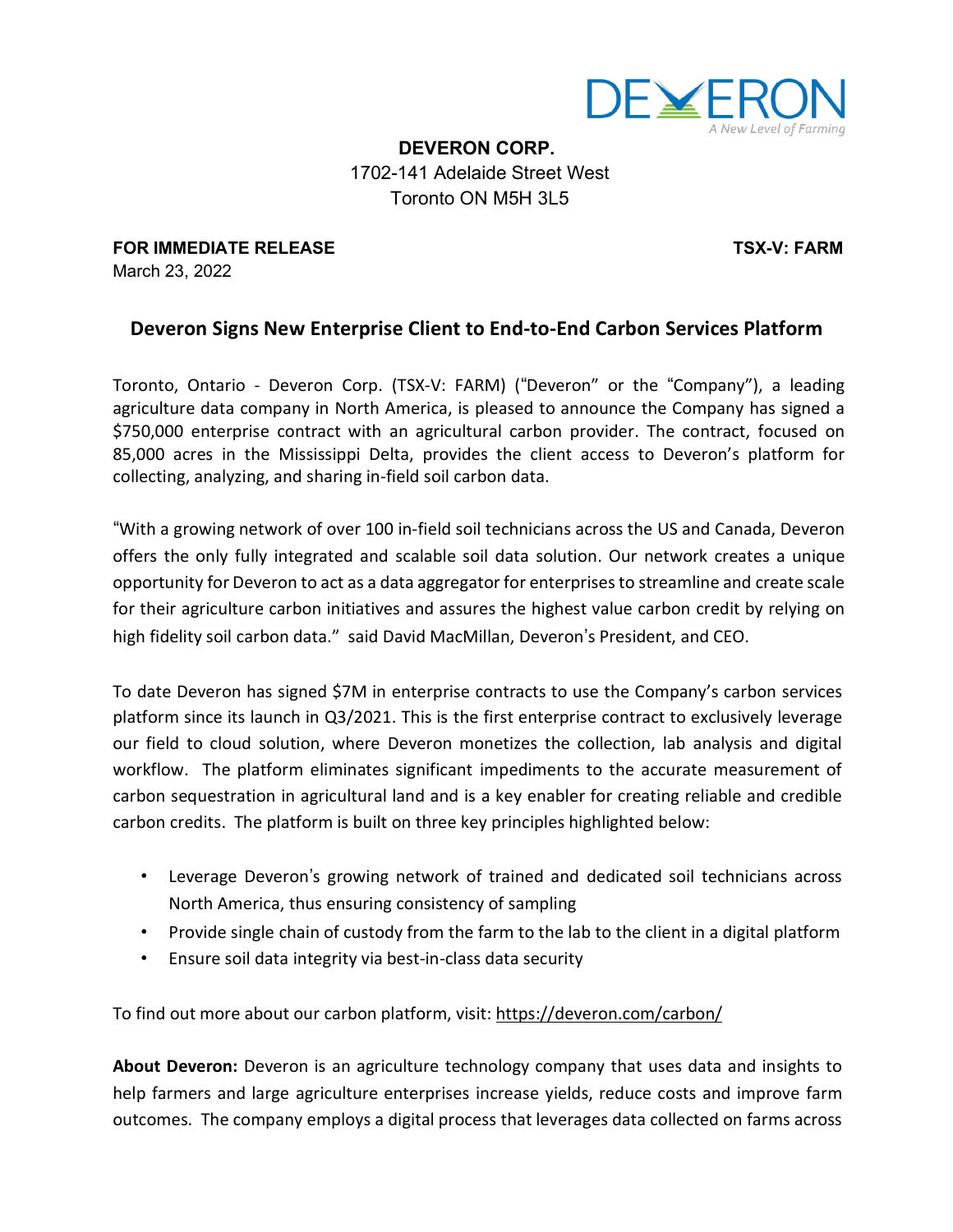**DEVERON CORP.**
1702-141 Adelaide Street West
Toronto ON M5H 3L5

**FOR IMMEDIATE RELEASE** **TSX-V: FARM**
March 23, 2022

## Deveron Signs New Enterprise Client to End-to-End Carbon Services Platform

Toronto, Ontario - Deveron Corp. (TSX-V: FARM) ("Deveron" or the "Company"), a leading agriculture data company in North America, is pleased to announce the Company has signed a $750,000 enterprise contract with an agricultural carbon provider. The contract, focused on 85,000 acres in the Mississippi Delta, provides the client access to Deveron's platform for collecting, analyzing, and sharing in-field soil carbon data.

"With a growing network of over 100 in-field soil technicians across the US and Canada, Deveron offers the only fully integrated and scalable soil data solution. Our network creates a unique opportunity for Deveron to act as a data aggregator for enterprises to streamline and create scale for their agriculture carbon initiatives and assures the highest value carbon credit by relying on high fidelity soil carbon data." said David MacMillan, Deveron's President, and CEO.

To date Deveron has signed $7M in enterprise contracts to use the Company's carbon services platform since its launch in Q3/2021. This is the first enterprise contract to exclusively leverage our field to cloud solution, where Deveron monetizes the collection, lab analysis and digital workflow. The platform eliminates significant impediments to the accurate measurement of carbon sequestration in agricultural land and is a key enabler for creating reliable and credible carbon credits. The platform is built on three key principles highlighted below:

- Leverage Deveron's growing network of trained and dedicated soil technicians across North America, thus ensuring consistency of sampling
- Provide single chain of custody from the farm to the lab to the client in a digital platform
- Ensure soil data integrity via best-in-class data security

To find out more about our carbon platform, visit: https://deveron.com/carbon/

**About Deveron:** Deveron is an agriculture technology company that uses data and insights to help farmers and large agriculture enterprises increase yields, reduce costs and improve farm outcomes. The company employs a digital process that leverages data collected on farms across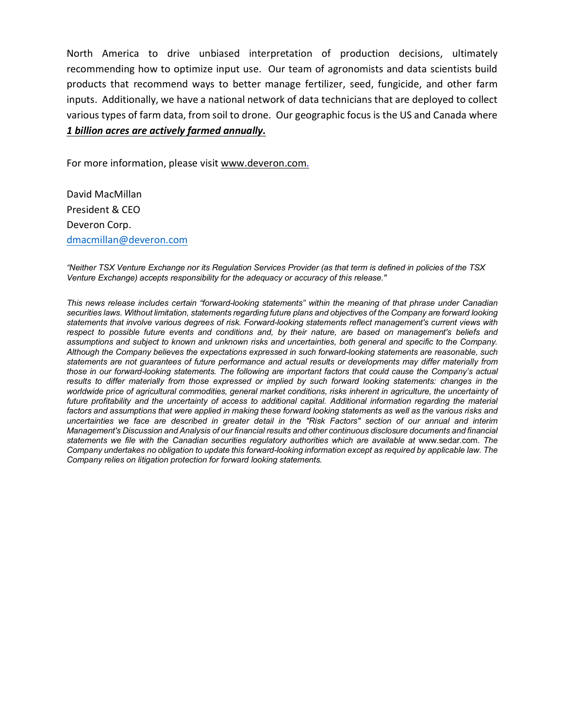North America to drive unbiased interpretation of production decisions, ultimately recommending how to optimize input use. Our team of agronomists and data scientists build products that recommend ways to better manage fertilizer, seed, fungicide, and other farm inputs. Additionally, we have a national network of data technicians that are deployed to collect various types of farm data, from soil to drone. Our geographic focus is the US and Canada where ***1 billion acres are actively farmed annually.***

For more information, please visit www.deveron.com.

David MacMillan
President & CEO
Deveron Corp.
dmacmillan@deveron.com

*"Neither TSX Venture Exchange nor its Regulation Services Provider (as that term is defined in policies of the TSX Venture Exchange) accepts responsibility for the adequacy or accuracy of this release."*

*This news release includes certain "forward-looking statements" within the meaning of that phrase under Canadian securities laws. Without limitation, statements regarding future plans and objectives of the Company are forward looking statements that involve various degrees of risk. Forward-looking statements reflect management's current views with respect to possible future events and conditions and, by their nature, are based on management's beliefs and assumptions and subject to known and unknown risks and uncertainties, both general and specific to the Company. Although the Company believes the expectations expressed in such forward-looking statements are reasonable, such statements are not guarantees of future performance and actual results or developments may differ materially from those in our forward-looking statements. The following are important factors that could cause the Company's actual results to differ materially from those expressed or implied by such forward looking statements: changes in the worldwide price of agricultural commodities, general market conditions, risks inherent in agriculture, the uncertainty of future profitability and the uncertainty of access to additional capital. Additional information regarding the material factors and assumptions that were applied in making these forward looking statements as well as the various risks and uncertainties we face are described in greater detail in the "Risk Factors" section of our annual and interim Management's Discussion and Analysis of our financial results and other continuous disclosure documents and financial statements we file with the Canadian securities regulatory authorities which are available at* www.sedar.com. *The Company undertakes no obligation to update this forward-looking information except as required by applicable law. The Company relies on litigation protection for forward looking statements.*